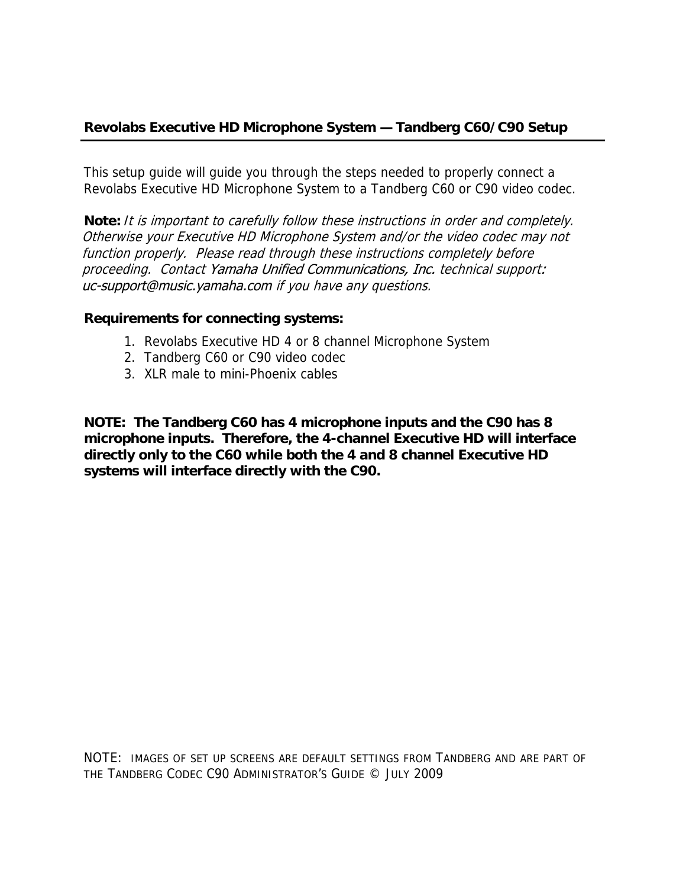## Revolabs Executive HD Microphone System — Tandberg C60/C90 Setup

This setup guide will guide you through the steps needed to properly connect a Revolabs Executive HD Microphone System to a Tandberg C60 or C90 video codec.

**Note:** *It is important to carefully follow these instructions in order and completely. Otherwise your Executive HD Microphone System and/or the video codec may not function properly. Please read through these instructions completely before proceeding. Contact Yamaha Unified Communications, Inc. technical support: uc-support@music.yamaha.com if you have any questions.*

**Requirements for connecting systems:**

1. Revolabs Executive HD 4 or 8 channel Microphone System
2. Tandberg C60 or C90 video codec
3. XLR male to mini-Phoenix cables

**NOTE: The Tandberg C60 has 4 microphone inputs and the C90 has 8 microphone inputs. Therefore, the 4-channel Executive HD will interface directly only to the C60 while both the 4 and 8 channel Executive HD systems will interface directly with the C90.**

NOTE: IMAGES OF SET UP SCREENS ARE DEFAULT SETTINGS FROM TANDBERG AND ARE PART OF THE TANDBERG CODEC C90 ADMINISTRATOR'S GUIDE © JULY 2009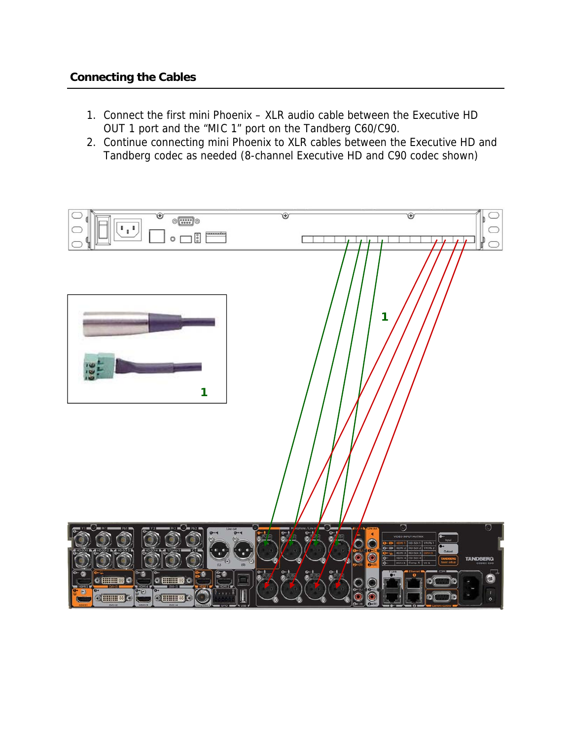## Connecting the Cables

1. Connect the first mini Phoenix – XLR audio cable between the Executive HD OUT 1 port and the "MIC 1" port on the Tandberg C60/C90.
2. Continue connecting mini Phoenix to XLR cables between the Executive HD and Tandberg codec as needed (8-channel Executive HD and C90 codec shown)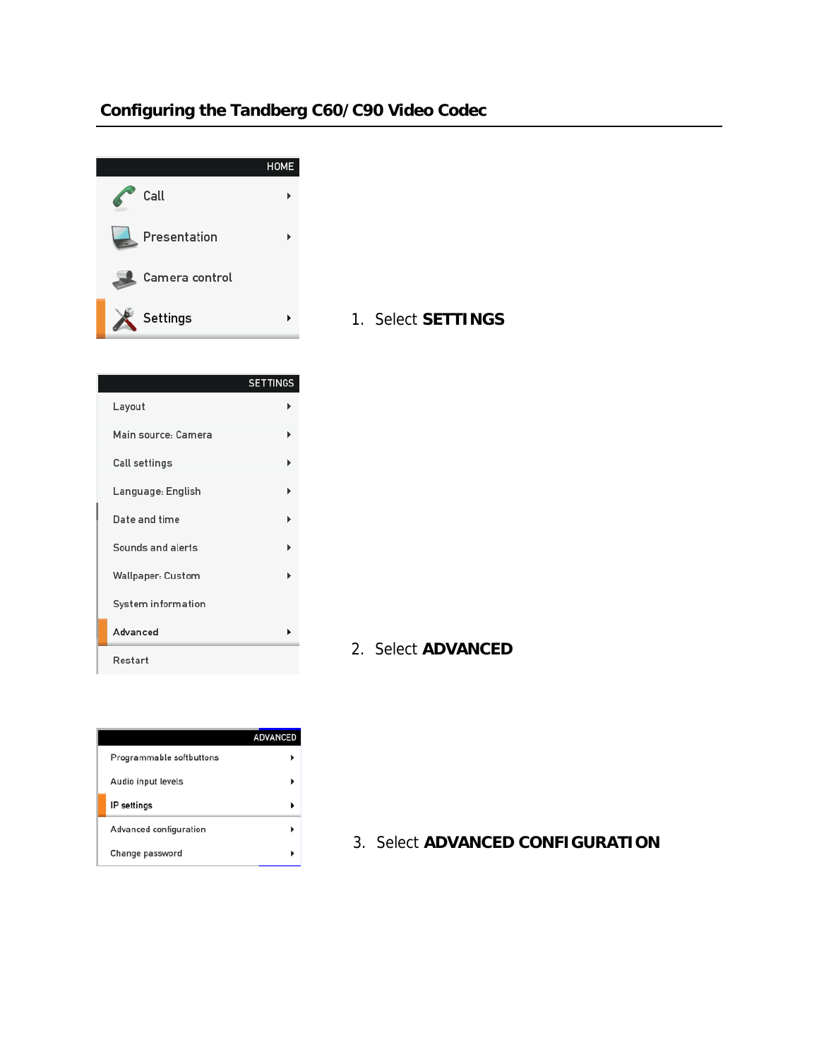## Configuring the Tandberg C60/C90 Video Codec

1. Select **SETTINGS**

2. Select **ADVANCED**

3. Select **ADVANCED CONFIGURATION**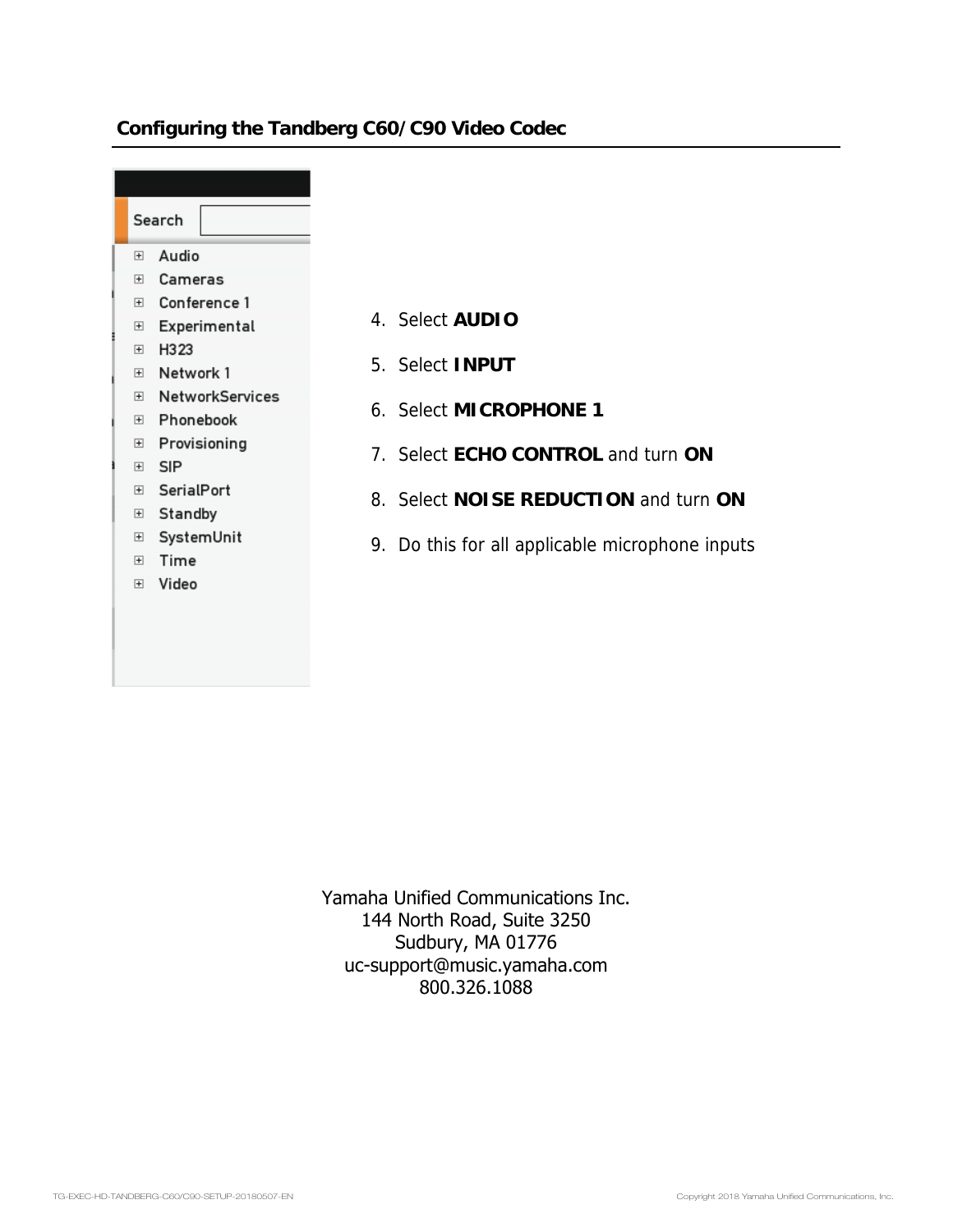Search

- Audio
- Cameras
- Conference 1
- Experimental
- H323
- Network 1
- NetworkServices
- Phonebook
- Provisioning
- SIP
- SerialPort
- Standby
- SystemUnit
- Time
- Video

4. Select **AUDIO**
5. Select **INPUT**
6. Select **MICROPHONE 1**
7. Select **ECHO CONTROL** and turn **ON**
8. Select **NOISE REDUCTION** and turn **ON**
9. Do this for all applicable microphone inputs

Yamaha Unified Communications Inc.
144 North Road, Suite 3250
Sudbury, MA 01776
uc-support@music.yamaha.com
800.326.1088